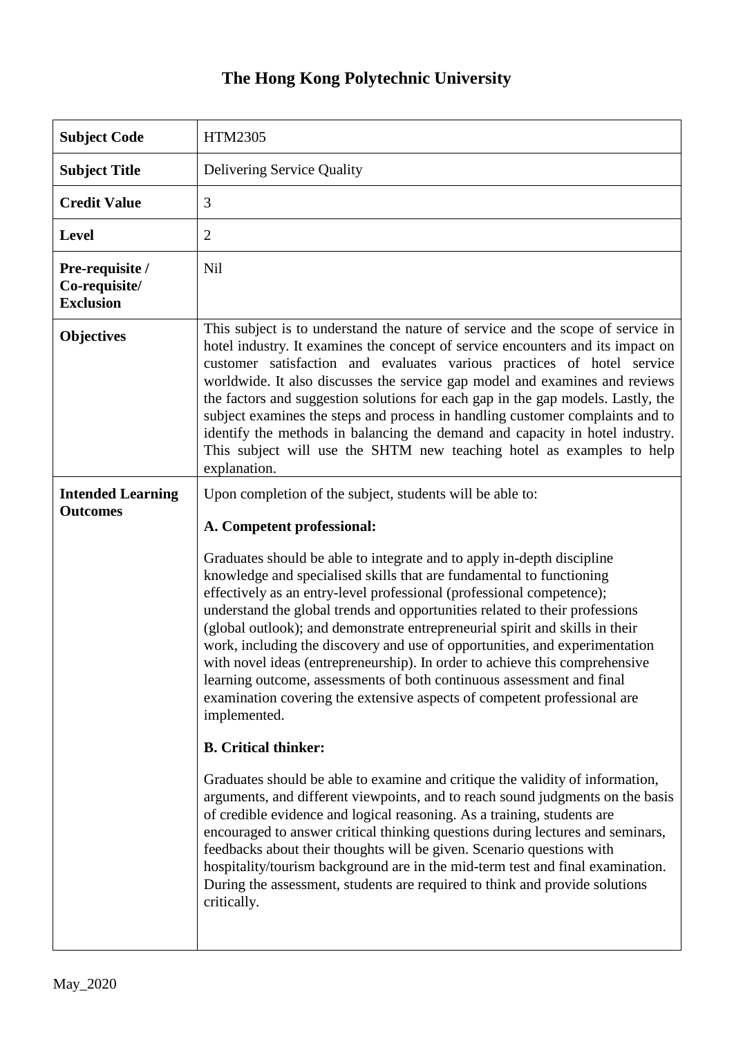# The Hong Kong Polytechnic University

| | |
|---|---|
| **Subject Code** | HTM2305 |
| **Subject Title** | Delivering Service Quality |
| **Credit Value** | 3 |
| **Level** | 2 |
| **Pre-requisite / Co-requisite/ Exclusion** | Nil |
| **Objectives** | This subject is to understand the nature of service and the scope of service in hotel industry. It examines the concept of service encounters and its impact on customer satisfaction and evaluates various practices of hotel service worldwide. It also discusses the service gap model and examines and reviews the factors and suggestion solutions for each gap in the gap models. Lastly, the subject examines the steps and process in handling customer complaints and to identify the methods in balancing the demand and capacity in hotel industry. This subject will use the SHTM new teaching hotel as examples to help explanation. |
| **Intended Learning Outcomes** | Upon completion of the subject, students will be able to:<br><br>**A. Competent professional:**<br><br>Graduates should be able to integrate and to apply in-depth discipline knowledge and specialised skills that are fundamental to functioning effectively as an entry-level professional (professional competence); understand the global trends and opportunities related to their professions (global outlook); and demonstrate entrepreneurial spirit and skills in their work, including the discovery and use of opportunities, and experimentation with novel ideas (entrepreneurship). In order to achieve this comprehensive learning outcome, assessments of both continuous assessment and final examination covering the extensive aspects of competent professional are implemented.<br><br>**B. Critical thinker:**<br><br>Graduates should be able to examine and critique the validity of information, arguments, and different viewpoints, and to reach sound judgments on the basis of credible evidence and logical reasoning. As a training, students are encouraged to answer critical thinking questions during lectures and seminars, feedbacks about their thoughts will be given. Scenario questions with hospitality/tourism background are in the mid-term test and final examination. During the assessment, students are required to think and provide solutions critically. |

May_2020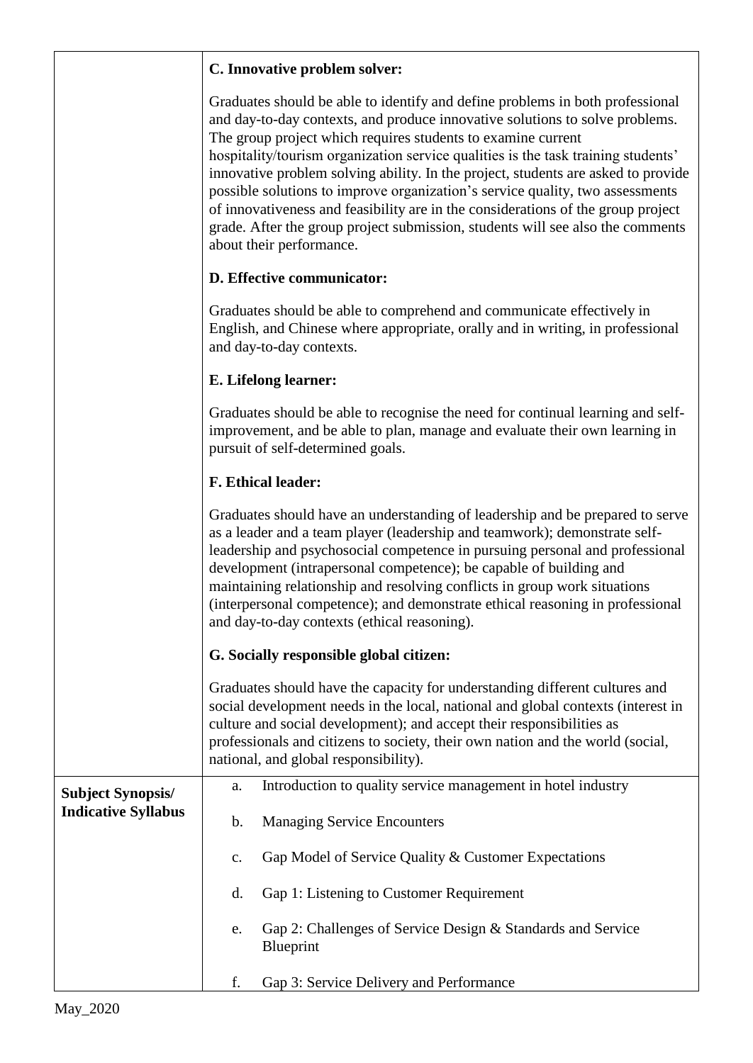| | |
|---|---|
| | **C. Innovative problem solver:**<br><br>Graduates should be able to identify and define problems in both professional and day-to-day contexts, and produce innovative solutions to solve problems. The group project which requires students to examine current hospitality/tourism organization service qualities is the task training students' innovative problem solving ability. In the project, students are asked to provide possible solutions to improve organization's service quality, two assessments of innovativeness and feasibility are in the considerations of the group project grade. After the group project submission, students will see also the comments about their performance.<br><br>**D. Effective communicator:**<br><br>Graduates should be able to comprehend and communicate effectively in English, and Chinese where appropriate, orally and in writing, in professional and day-to-day contexts.<br><br>**E. Lifelong learner:**<br><br>Graduates should be able to recognise the need for continual learning and self-improvement, and be able to plan, manage and evaluate their own learning in pursuit of self-determined goals.<br><br>**F. Ethical leader:**<br><br>Graduates should have an understanding of leadership and be prepared to serve as a leader and a team player (leadership and teamwork); demonstrate self-leadership and psychosocial competence in pursuing personal and professional development (intrapersonal competence); be capable of building and maintaining relationship and resolving conflicts in group work situations (interpersonal competence); and demonstrate ethical reasoning in professional and day-to-day contexts (ethical reasoning).<br><br>**G. Socially responsible global citizen:**<br><br>Graduates should have the capacity for understanding different cultures and social development needs in the local, national and global contexts (interest in culture and social development); and accept their responsibilities as professionals and citizens to society, their own nation and the world (social, national, and global responsibility). |
| **Subject Synopsis/ Indicative Syllabus** | a. Introduction to quality service management in hotel industry<br><br>b. Managing Service Encounters<br><br>c. Gap Model of Service Quality & Customer Expectations<br><br>d. Gap 1: Listening to Customer Requirement<br><br>e. Gap 2: Challenges of Service Design & Standards and Service Blueprint<br><br>f. Gap 3: Service Delivery and Performance |

May_2020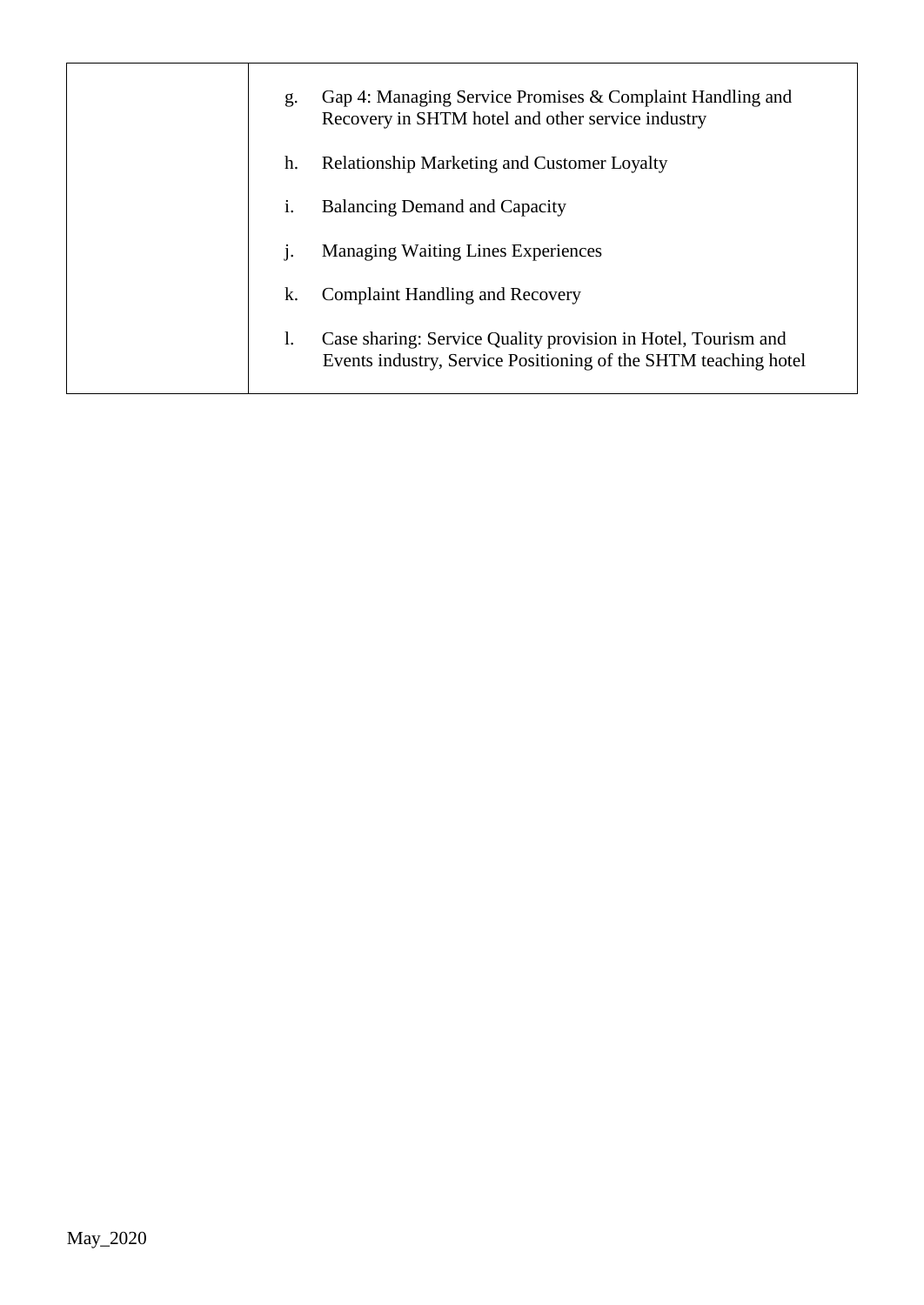| | |
|---|---|
| | g. Gap 4: Managing Service Promises & Complaint Handling and Recovery in SHTM hotel and other service industry<br><br>h. Relationship Marketing and Customer Loyalty<br><br>i. Balancing Demand and Capacity<br><br>j. Managing Waiting Lines Experiences<br><br>k. Complaint Handling and Recovery<br><br>l. Case sharing: Service Quality provision in Hotel, Tourism and Events industry, Service Positioning of the SHTM teaching hotel |

May_2020